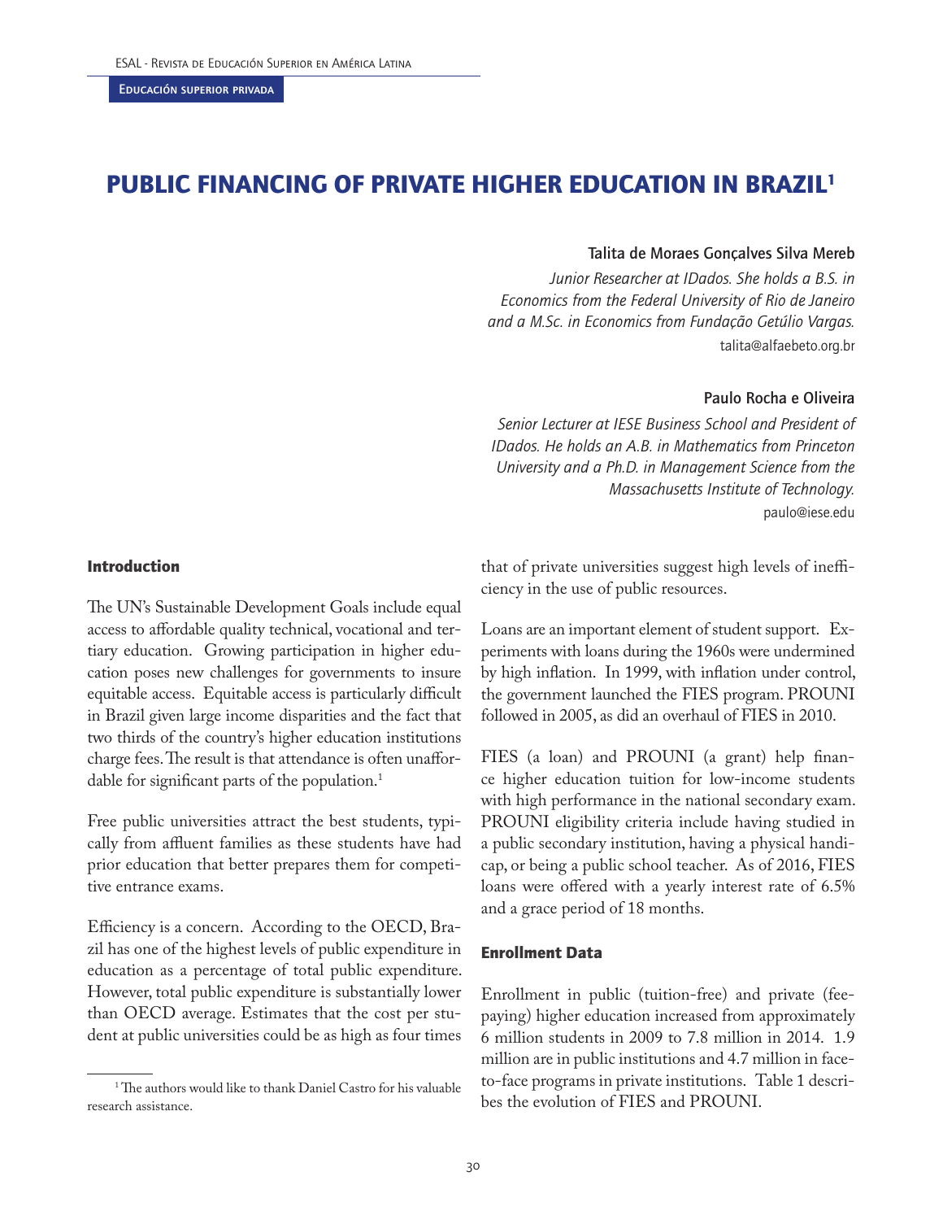# PUBLIC FINANCING OF PRIVATE HIGHER EDUCATION IN BRAZIL[1]

**Talita de Moraes Gonçalves Silva Mereb**

*Junior Researcher at IDados. She holds a B.S. in Economics from the Federal University of Rio de Janeiro and a M.Sc. in Economics from Fundação Getúlio Vargas.*

talita@alfaebeto.org.br

**Paulo Rocha e Oliveira**

*Senior Lecturer at IESE Business School and President of IDados. He holds an A.B. in Mathematics from Princeton University and a Ph.D. in Management Science from the Massachusetts Institute of Technology.*

paulo@iese.edu

## Introduction

The UN's Sustainable Development Goals include equal access to affordable quality technical, vocational and tertiary education. Growing participation in higher education poses new challenges for governments to insure equitable access. Equitable access is particularly difficult in Brazil given large income disparities and the fact that two thirds of the country's higher education institutions charge fees. The result is that attendance is often unaffordable for significant parts of the population.[1]

Free public universities attract the best students, typically from affluent families as these students have had prior education that better prepares them for competitive entrance exams.

Efficiency is a concern. According to the OECD, Brazil has one of the highest levels of public expenditure in education as a percentage of total public expenditure. However, total public expenditure is substantially lower than OECD average. Estimates that the cost per student at public universities could be as high as four times that of private universities suggest high levels of inefficiency in the use of public resources.

Loans are an important element of student support. Experiments with loans during the 1960s were undermined by high inflation. In 1999, with inflation under control, the government launched the FIES program. PROUNI followed in 2005, as did an overhaul of FIES in 2010.

FIES (a loan) and PROUNI (a grant) help finance higher education tuition for low-income students with high performance in the national secondary exam. PROUNI eligibility criteria include having studied in a public secondary institution, having a physical handicap, or being a public school teacher. As of 2016, FIES loans were offered with a yearly interest rate of 6.5% and a grace period of 18 months.

## Enrollment Data

Enrollment in public (tuition-free) and private (fee-paying) higher education increased from approximately 6 million students in 2009 to 7.8 million in 2014. 1.9 million are in public institutions and 4.7 million in face-to-face programs in private institutions. Table 1 describes the evolution of FIES and PROUNI.

---

[1] The authors would like to thank Daniel Castro for his valuable research assistance.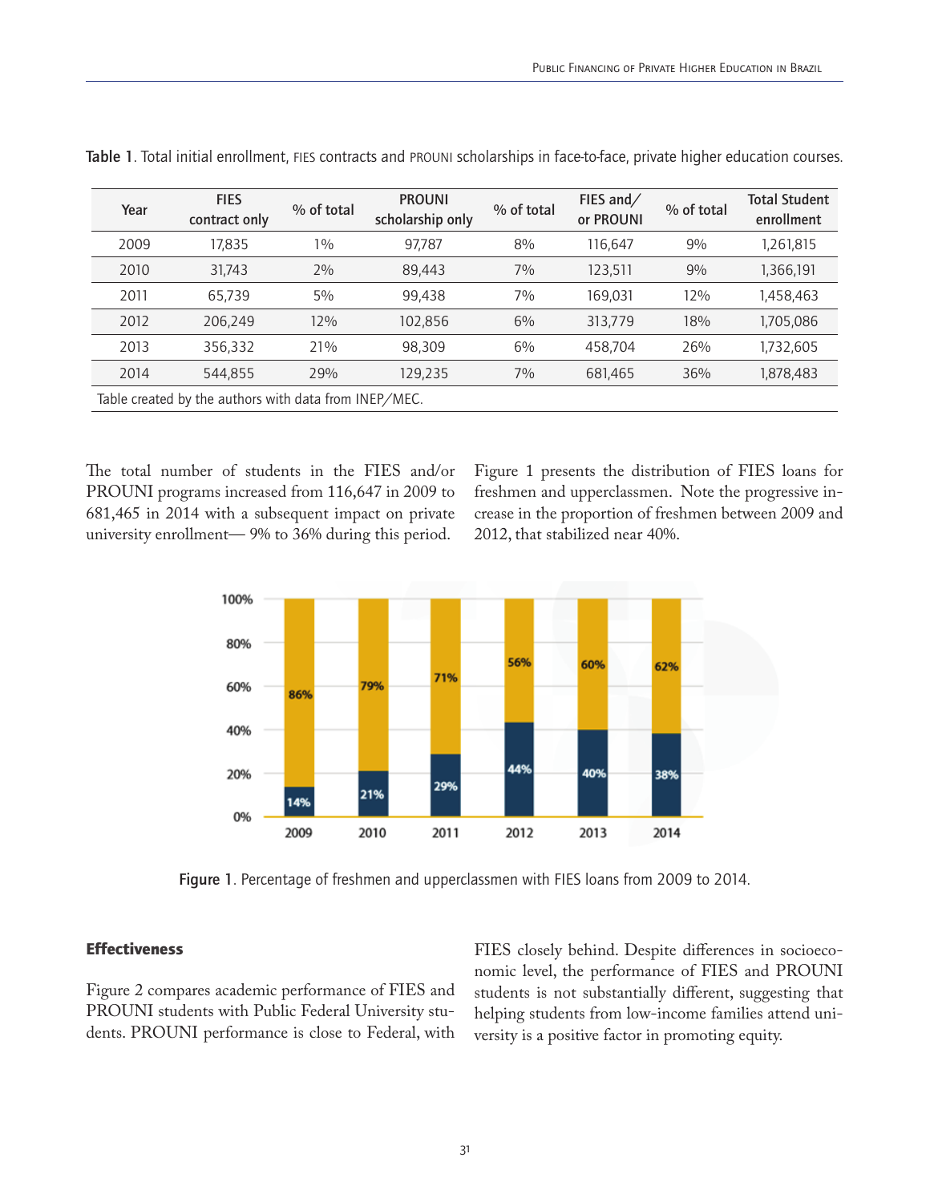**Table 1**. Total initial enrollment, FIES contracts and PROUNI scholarships in face-to-face, private higher education courses.

| Year | FIES contract only | % of total | PROUNI scholarship only | % of total | FIES and/ or PROUNI | % of total | Total Student enrollment |
|---|---|---|---|---|---|---|---|
| 2009 | 17,835 | 1% | 97,787 | 8% | 116,647 | 9% | 1,261,815 |
| 2010 | 31,743 | 2% | 89,443 | 7% | 123,511 | 9% | 1,366,191 |
| 2011 | 65,739 | 5% | 99,438 | 7% | 169,031 | 12% | 1,458,463 |
| 2012 | 206,249 | 12% | 102,856 | 6% | 313,779 | 18% | 1,705,086 |
| 2013 | 356,332 | 21% | 98,309 | 6% | 458,704 | 26% | 1,732,605 |
| 2014 | 544,855 | 29% | 129,235 | 7% | 681,465 | 36% | 1,878,483 |

Table created by the authors with data from INEP/MEC.

The total number of students in the FIES and/or PROUNI programs increased from 116,647 in 2009 to 681,465 in 2014 with a subsequent impact on private university enrollment— 9% to 36% during this period.

Figure 1 presents the distribution of FIES loans for freshmen and upperclassmen. Note the progressive increase in the proportion of freshmen between 2009 and 2012, that stabilized near 40%.

**Figure 1**. Percentage of freshmen and upperclassmen with FIES loans from 2009 to 2014.

## Effectiveness

Figure 2 compares academic performance of FIES and PROUNI students with Public Federal University students. PROUNI performance is close to Federal, with FIES closely behind. Despite differences in socioeconomic level, the performance of FIES and PROUNI students is not substantially different, suggesting that helping students from low-income families attend university is a positive factor in promoting equity.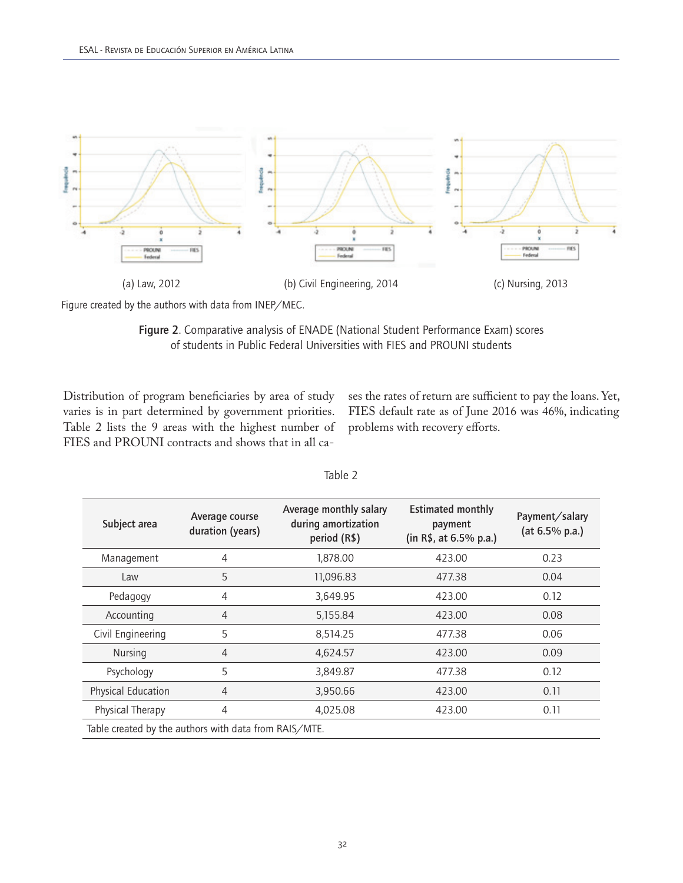(a) Law, 2012

(b) Civil Engineering, 2014

(c) Nursing, 2013

Figure created by the authors with data from INEP/MEC.

**Figure 2**. Comparative analysis of ENADE (National Student Performance Exam) scores of students in Public Federal Universities with FIES and PROUNI students

Distribution of program beneficiaries by area of study varies is in part determined by government priorities. Table 2 lists the 9 areas with the highest number of FIES and PROUNI contracts and shows that in all cases the rates of return are sufficient to pay the loans. Yet, FIES default rate as of June 2016 was 46%, indicating problems with recovery efforts.

Table 2

| Subject area | Average course duration (years) | Average monthly salary during amortization period (R$) | Estimated monthly payment (in R$, at 6.5% p.a.) | Payment/salary (at 6.5% p.a.) |
|---|---|---|---|---|
| Management | 4 | 1,878.00 | 423.00 | 0.23 |
| Law | 5 | 11,096.83 | 477.38 | 0.04 |
| Pedagogy | 4 | 3,649.95 | 423.00 | 0.12 |
| Accounting | 4 | 5,155.84 | 423.00 | 0.08 |
| Civil Engineering | 5 | 8,514.25 | 477.38 | 0.06 |
| Nursing | 4 | 4,624.57 | 423.00 | 0.09 |
| Psychology | 5 | 3,849.87 | 477.38 | 0.12 |
| Physical Education | 4 | 3,950.66 | 423.00 | 0.11 |
| Physical Therapy | 4 | 4,025.08 | 423.00 | 0.11 |

Table created by the authors with data from RAIS/MTE.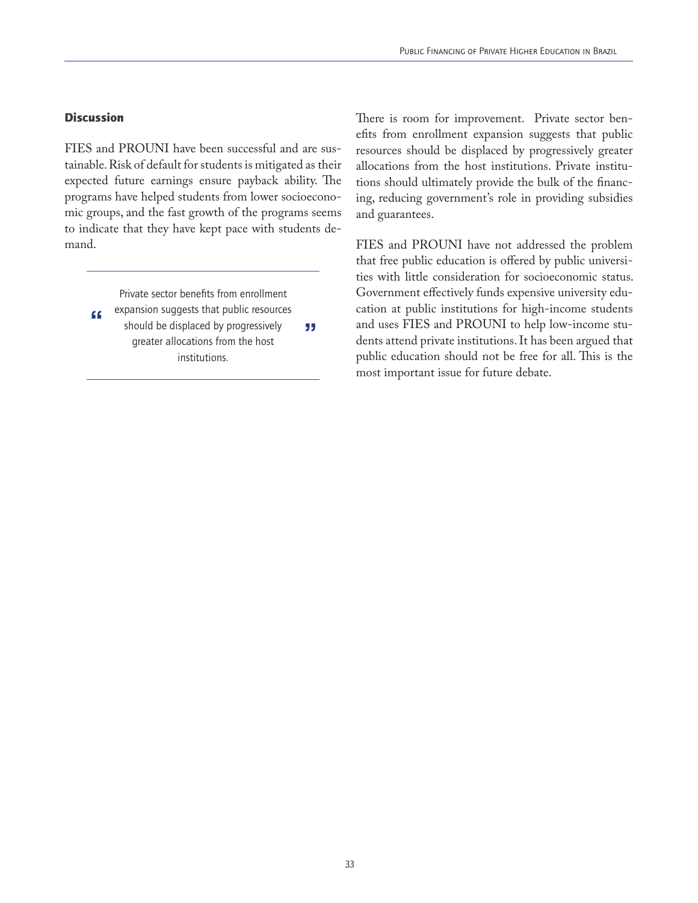## Discussion

FIES and PROUNI have been successful and are sustainable. Risk of default for students is mitigated as their expected future earnings ensure payback ability. The programs have helped students from lower socioeconomic groups, and the fast growth of the programs seems to indicate that they have kept pace with students demand.

> "Private sector benefits from enrollment expansion suggests that public resources should be displaced by progressively greater allocations from the host institutions."

There is room for improvement. Private sector benefits from enrollment expansion suggests that public resources should be displaced by progressively greater allocations from the host institutions. Private institutions should ultimately provide the bulk of the financing, reducing government's role in providing subsidies and guarantees.

FIES and PROUNI have not addressed the problem that free public education is offered by public universities with little consideration for socioeconomic status. Government effectively funds expensive university education at public institutions for high-income students and uses FIES and PROUNI to help low-income students attend private institutions. It has been argued that public education should not be free for all. This is the most important issue for future debate.